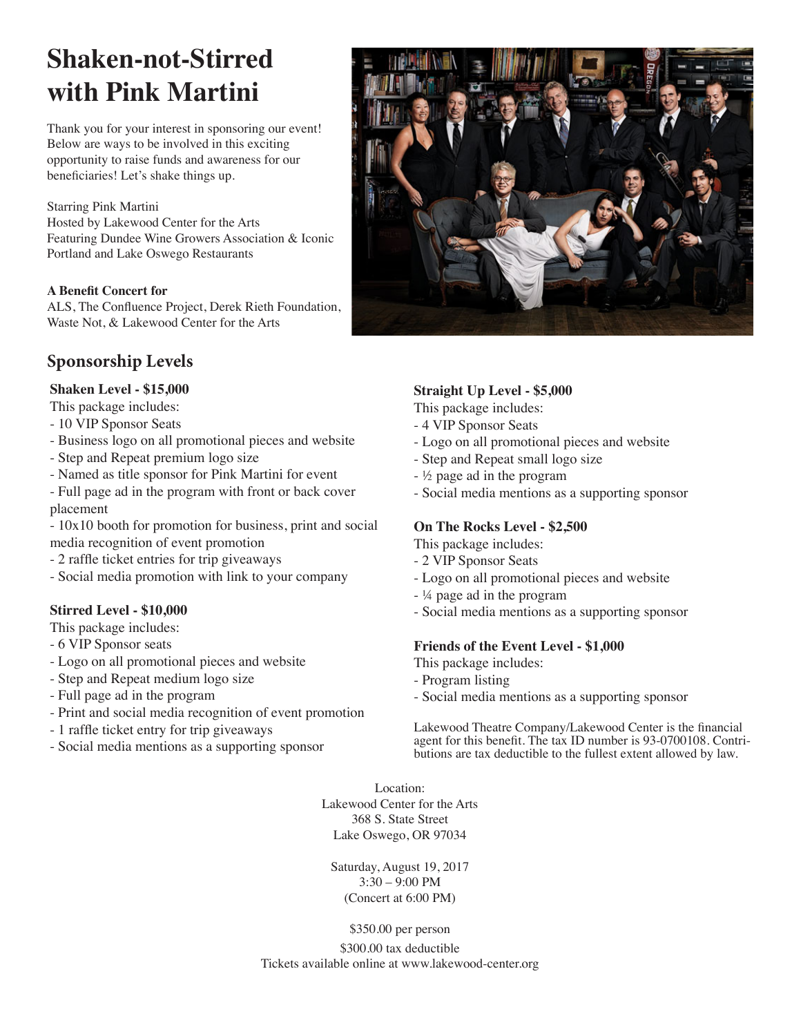# Shaken-not-Stirred with Pink Martini

Thank you for your interest in sponsoring our event! Below are ways to be involved in this exciting opportunity to raise funds and awareness for our beneficiaries! Let's shake things up.

Starring Pink Martini
Hosted by Lakewood Center for the Arts
Featuring Dundee Wine Growers Association & Iconic Portland and Lake Oswego Restaurants

**A Benefit Concert for**
ALS, The Confluence Project, Derek Rieth Foundation, Waste Not, & Lakewood Center for the Arts

## Sponsorship Levels

**Shaken Level - $15,000**
This package includes:
- 10 VIP Sponsor Seats
- Business logo on all promotional pieces and website
- Step and Repeat premium logo size
- Named as title sponsor for Pink Martini for event
- Full page ad in the program with front or back cover placement
- 10x10 booth for promotion for business, print and social media recognition of event promotion
- 2 raffle ticket entries for trip giveaways
- Social media promotion with link to your company

**Stirred Level - $10,000**
This package includes:
- 6 VIP Sponsor seats
- Logo on all promotional pieces and website
- Step and Repeat medium logo size
- Full page ad in the program
- Print and social media recognition of event promotion
- 1 raffle ticket entry for trip giveaways
- Social media mentions as a supporting sponsor

**Straight Up Level - $5,000**
This package includes:
- 4 VIP Sponsor Seats
- Logo on all promotional pieces and website
- Step and Repeat small logo size
- ½ page ad in the program
- Social media mentions as a supporting sponsor

**On The Rocks Level - $2,500**
This package includes:
- 2 VIP Sponsor Seats
- Logo on all promotional pieces and website
- ¼ page ad in the program
- Social media mentions as a supporting sponsor

**Friends of the Event Level - $1,000**
This package includes:
- Program listing
- Social media mentions as a supporting sponsor

Lakewood Theatre Company/Lakewood Center is the financial agent for this benefit. The tax ID number is 93-0700108. Contributions are tax deductible to the fullest extent allowed by law.

Location:
Lakewood Center for the Arts
368 S. State Street
Lake Oswego, OR 97034

Saturday, August 19, 2017
3:30 – 9:00 PM
(Concert at 6:00 PM)

$350.00 per person
$300.00 tax deductible
Tickets available online at www.lakewood-center.org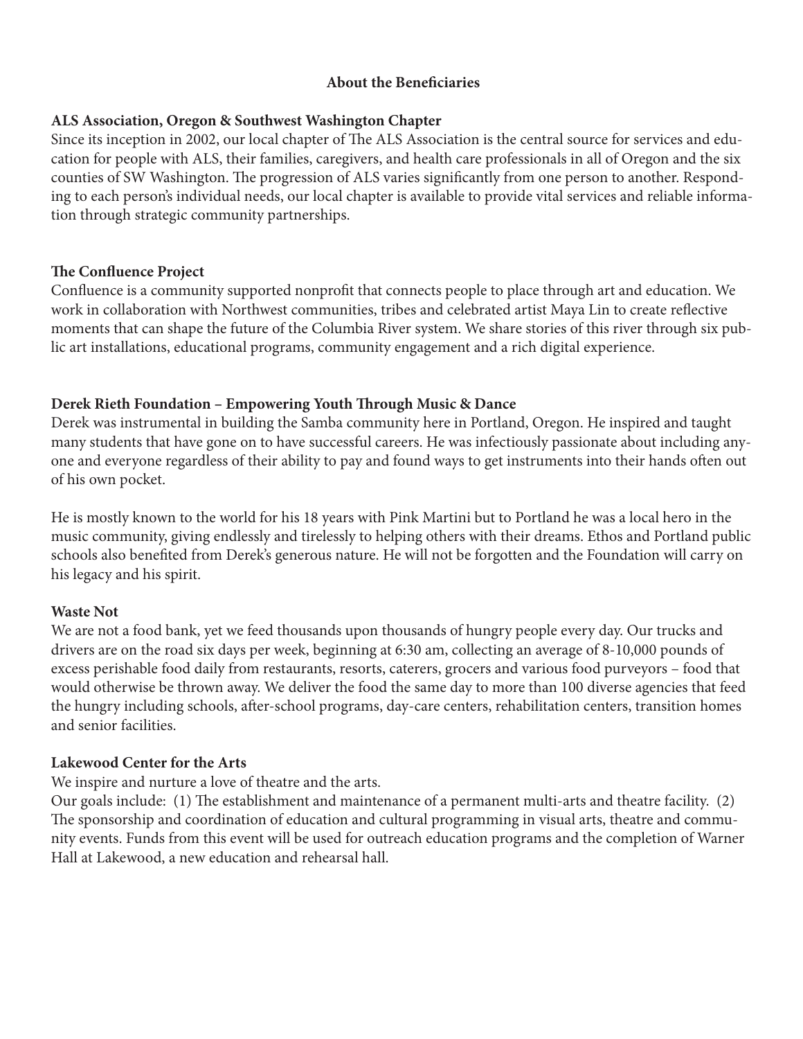## About the Beneficiaries

### ALS Association, Oregon & Southwest Washington Chapter

Since its inception in 2002, our local chapter of The ALS Association is the central source for services and education for people with ALS, their families, caregivers, and health care professionals in all of Oregon and the six counties of SW Washington. The progression of ALS varies significantly from one person to another. Responding to each person's individual needs, our local chapter is available to provide vital services and reliable information through strategic community partnerships.

### The Confluence Project

Confluence is a community supported nonprofit that connects people to place through art and education. We work in collaboration with Northwest communities, tribes and celebrated artist Maya Lin to create reflective moments that can shape the future of the Columbia River system. We share stories of this river through six public art installations, educational programs, community engagement and a rich digital experience.

### Derek Rieth Foundation – Empowering Youth Through Music & Dance

Derek was instrumental in building the Samba community here in Portland, Oregon. He inspired and taught many students that have gone on to have successful careers. He was infectiously passionate about including anyone and everyone regardless of their ability to pay and found ways to get instruments into their hands often out of his own pocket.

He is mostly known to the world for his 18 years with Pink Martini but to Portland he was a local hero in the music community, giving endlessly and tirelessly to helping others with their dreams. Ethos and Portland public schools also benefited from Derek's generous nature. He will not be forgotten and the Foundation will carry on his legacy and his spirit.

### Waste Not

We are not a food bank, yet we feed thousands upon thousands of hungry people every day. Our trucks and drivers are on the road six days per week, beginning at 6:30 am, collecting an average of 8-10,000 pounds of excess perishable food daily from restaurants, resorts, caterers, grocers and various food purveyors – food that would otherwise be thrown away. We deliver the food the same day to more than 100 diverse agencies that feed the hungry including schools, after-school programs, day-care centers, rehabilitation centers, transition homes and senior facilities.

### Lakewood Center for the Arts

We inspire and nurture a love of theatre and the arts.

Our goals include: (1) The establishment and maintenance of a permanent multi-arts and theatre facility. (2) The sponsorship and coordination of education and cultural programming in visual arts, theatre and community events. Funds from this event will be used for outreach education programs and the completion of Warner Hall at Lakewood, a new education and rehearsal hall.